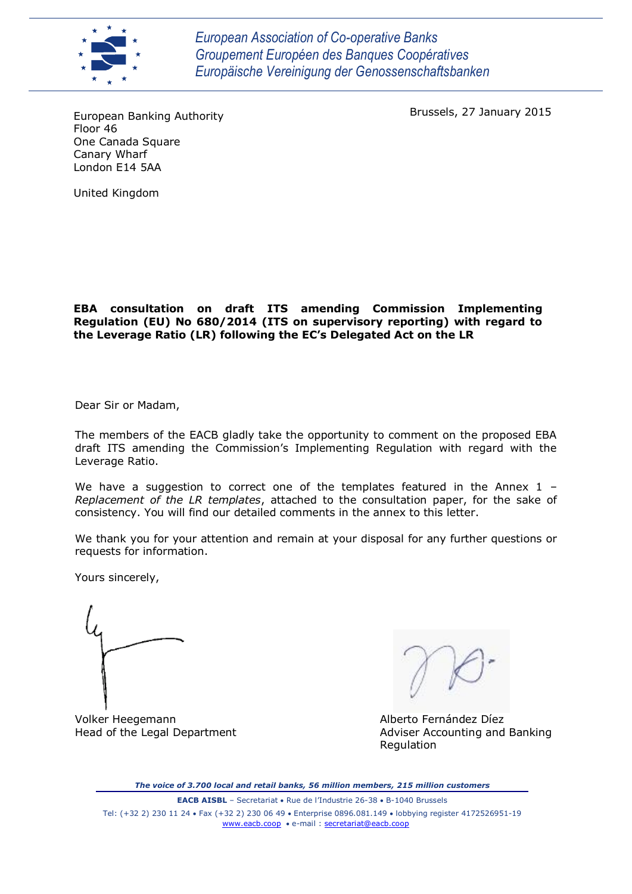*European Association of Co-operative Banks*
*Groupement Européen des Banques Coopératives*
*Europäische Vereinigung der Genossenschaftsbanken*

European Banking Authority
Floor 46
One Canada Square
Canary Wharf
London E14 5AA

United Kingdom

Brussels, 27 January 2015

**EBA consultation on draft ITS amending Commission Implementing Regulation (EU) No 680/2014 (ITS on supervisory reporting) with regard to the Leverage Ratio (LR) following the EC's Delegated Act on the LR**

Dear Sir or Madam,

The members of the EACB gladly take the opportunity to comment on the proposed EBA draft ITS amending the Commission's Implementing Regulation with regard with the Leverage Ratio.

We have a suggestion to correct one of the templates featured in the Annex 1 – *Replacement of the LR templates*, attached to the consultation paper, for the sake of consistency. You will find our detailed comments in the annex to this letter.

We thank you for your attention and remain at your disposal for any further questions or requests for information.

Yours sincerely,

Volker Heegemann
Head of the Legal Department

Alberto Fernández Díez
Adviser Accounting and Banking Regulation

***The voice of 3.700 local and retail banks, 56 million members, 215 million customers***

**EACB AISBL** – Secretariat • Rue de l'Industrie 26-38 • B-1040 Brussels
Tel: (+32 2) 230 11 24 • Fax (+32 2) 230 06 49 • Enterprise 0896.081.149 • lobbying register 4172526951-19
www.eacb.coop • e-mail : secretariat@eacb.coop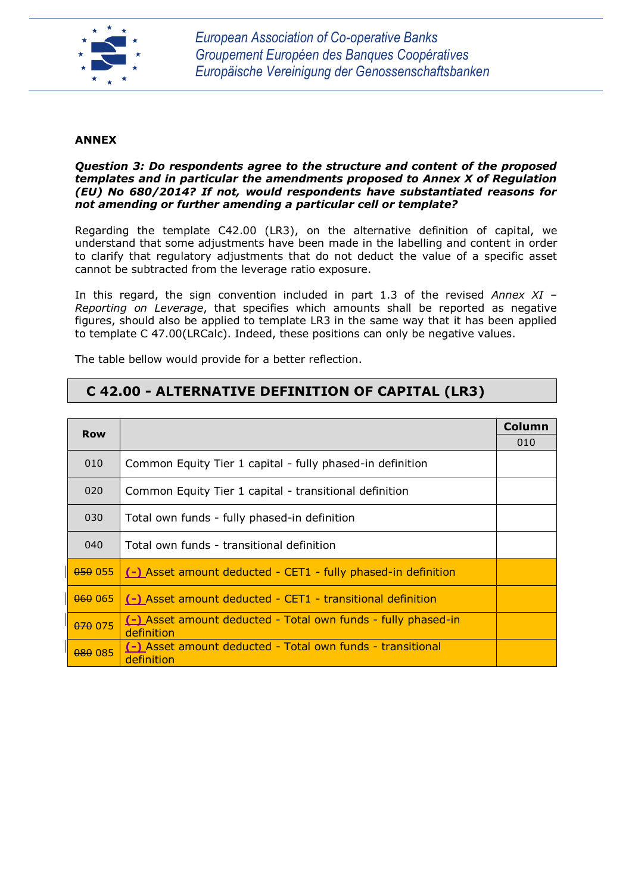**ANNEX**

***Question 3: Do respondents agree to the structure and content of the proposed templates and in particular the amendments proposed to Annex X of Regulation (EU) No 680/2014? If not, would respondents have substantiated reasons for not amending or further amending a particular cell or template?***

Regarding the template C42.00 (LR3), on the alternative definition of capital, we understand that some adjustments have been made in the labelling and content in order to clarify that regulatory adjustments that do not deduct the value of a specific asset cannot be subtracted from the leverage ratio exposure.

In this regard, the sign convention included in part 1.3 of the revised *Annex XI – Reporting on Leverage*, that specifies which amounts shall be reported as negative figures, should also be applied to template LR3 in the same way that it has been applied to template C 47.00(LRCalc). Indeed, these positions can only be negative values.

The table bellow would provide for a better reflection.

## C 42.00 - ALTERNATIVE DEFINITION OF CAPITAL (LR3)

| Row | | Column |
|---|---|---|
| | | 010 |
| 010 | Common Equity Tier 1 capital - fully phased-in definition | |
| 020 | Common Equity Tier 1 capital - transitional definition | |
| 030 | Total own funds - fully phased-in definition | |
| 040 | Total own funds - transitional definition | |
| ~~050~~ 055 | (-) Asset amount deducted - CET1 - fully phased-in definition | |
| ~~060~~ 065 | (-) Asset amount deducted - CET1 - transitional definition | |
| ~~070~~ 075 | (-) Asset amount deducted - Total own funds - fully phased-in definition | |
| ~~080~~ 085 | (-) Asset amount deducted - Total own funds - transitional definition | |